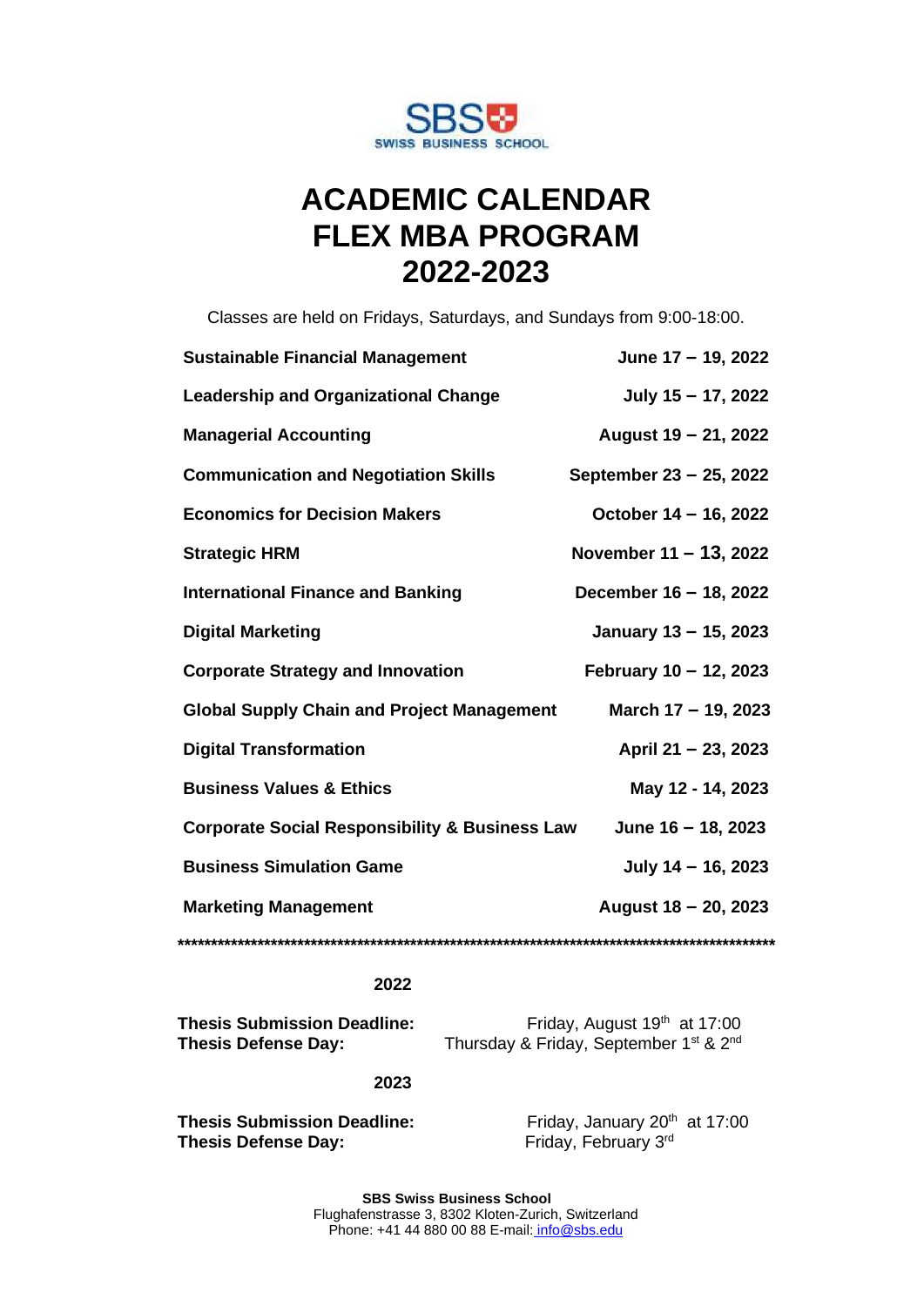SBS SWISS BUSINESS SCHOOL

# ACADEMIC CALENDAR
# FLEX MBA PROGRAM
# 2022-2023

Classes are held on Fridays, Saturdays, and Sundays from 9:00-18:00.

| | |
|---|---|
| **Sustainable Financial Management** | **June 17 – 19, 2022** |
| **Leadership and Organizational Change** | **July 15 – 17, 2022** |
| **Managerial Accounting** | **August 19 – 21, 2022** |
| **Communication and Negotiation Skills** | **September 23 – 25, 2022** |
| **Economics for Decision Makers** | **October 14 – 16, 2022** |
| **Strategic HRM** | **November 11 – 13, 2022** |
| **International Finance and Banking** | **December 16 – 18, 2022** |
| **Digital Marketing** | **January 13 – 15, 2023** |
| **Corporate Strategy and Innovation** | **February 10 – 12, 2023** |
| **Global Supply Chain and Project Management** | **March 17 – 19, 2023** |
| **Digital Transformation** | **April 21 – 23, 2023** |
| **Business Values & Ethics** | **May 12 - 14, 2023** |
| **Corporate Social Responsibility & Business Law** | **June 16 – 18, 2023** |
| **Business Simulation Game** | **July 14 – 16, 2023** |
| **Marketing Management** | **August 18 – 20, 2023** |

**************************************************************************************************

**2022**

**Thesis Submission Deadline:** Friday, August 19th at 17:00
**Thesis Defense Day:** Thursday & Friday, September 1st & 2nd

**2023**

**Thesis Submission Deadline:** Friday, January 20th at 17:00
**Thesis Defense Day:** Friday, February 3rd

**SBS Swiss Business School**
Flughafenstrasse 3, 8302 Kloten-Zurich, Switzerland
Phone: +41 44 880 00 88 E-mail: info@sbs.edu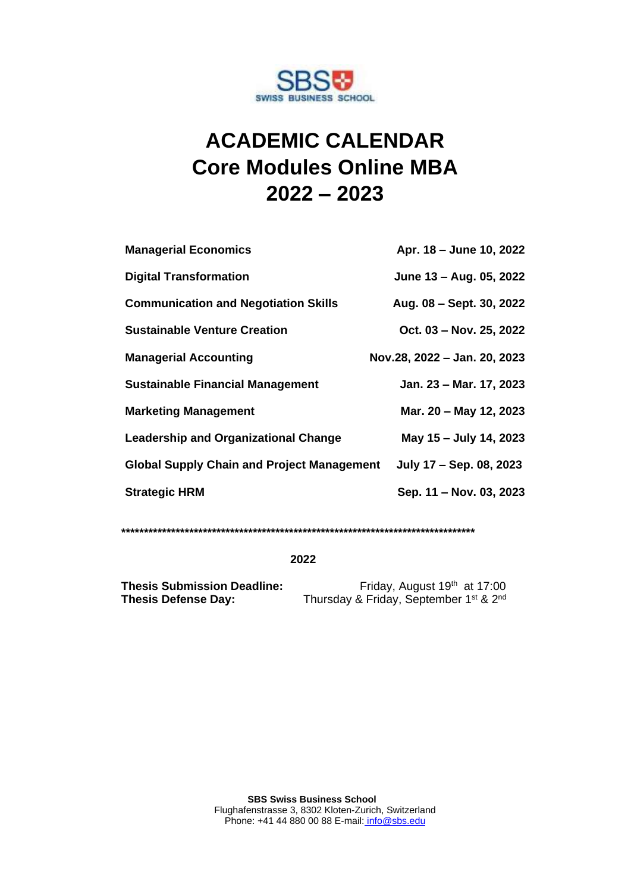SBS SWISS BUSINESS SCHOOL

# ACADEMIC CALENDAR
# Core Modules Online MBA
# 2022 – 2023

| | |
|---|---|
| **Managerial Economics** | **Apr. 18 – June 10, 2022** |
| **Digital Transformation** | **June 13 – Aug. 05, 2022** |
| **Communication and Negotiation Skills** | **Aug. 08 – Sept. 30, 2022** |
| **Sustainable Venture Creation** | **Oct. 03 – Nov. 25, 2022** |
| **Managerial Accounting** | **Nov.28, 2022 – Jan. 20, 2023** |
| **Sustainable Financial Management** | **Jan. 23 – Mar. 17, 2023** |
| **Marketing Management** | **Mar. 20 – May 12, 2023** |
| **Leadership and Organizational Change** | **May 15 – July 14, 2023** |
| **Global Supply Chain and Project Management** | **July 17 – Sep. 08, 2023** |
| **Strategic HRM** | **Sep. 11 – Nov. 03, 2023** |

************************************************************************************

**2022**

**Thesis Submission Deadline:** Friday, August 19th at 17:00
**Thesis Defense Day:** Thursday & Friday, September 1st & 2nd

**SBS Swiss Business School**
Flughafenstrasse 3, 8302 Kloten-Zurich, Switzerland
Phone: +41 44 880 00 88 E-mail: info@sbs.edu